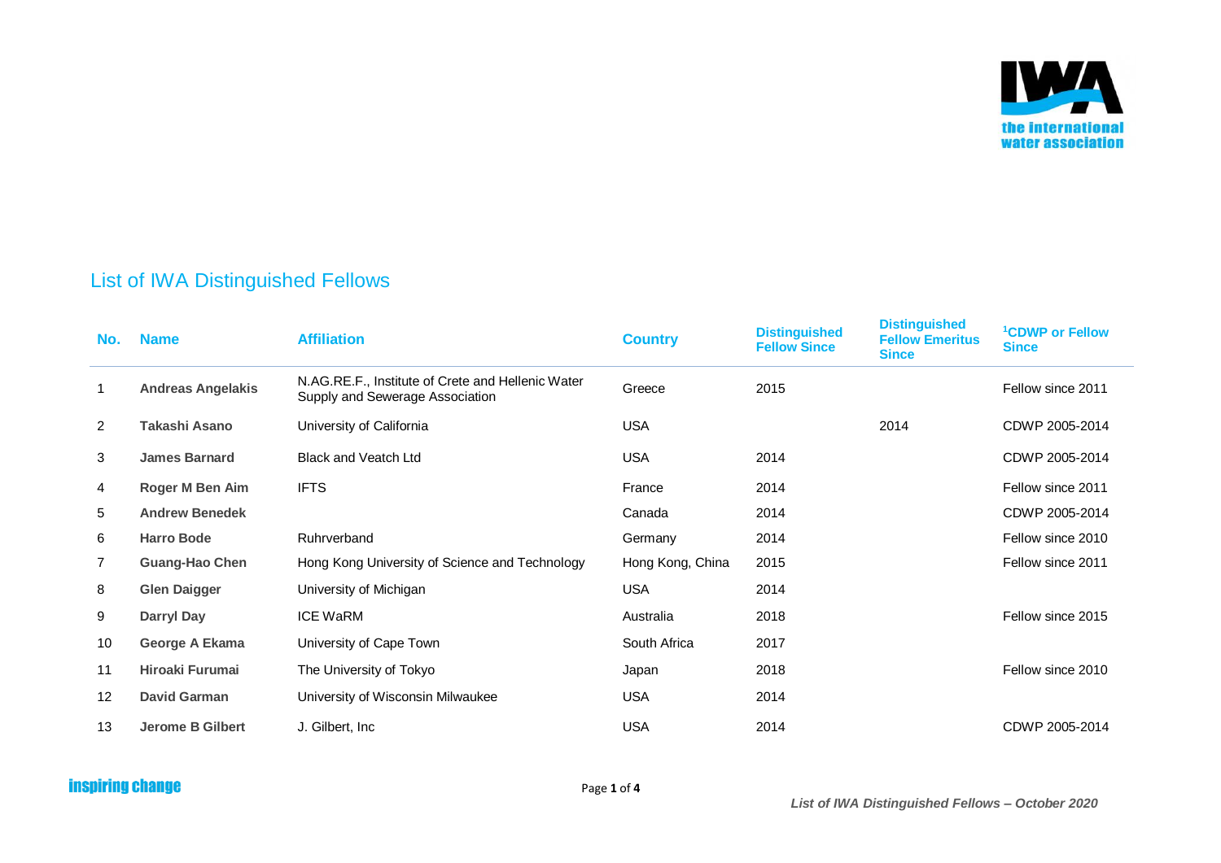# List of IWA Distinguished Fellows

| No. | Name | Affiliation | Country | Distinguished Fellow Since | Distinguished Fellow Emeritus Since | [1]CDWP or Fellow Since |
|---|---|---|---|---|---|---|
| 1 | **Andreas Angelakis** | N.AG.RE.F., Institute of Crete and Hellenic Water Supply and Sewerage Association | Greece | 2015 | | Fellow since 2011 |
| 2 | **Takashi Asano** | University of California | USA | | 2014 | CDWP 2005-2014 |
| 3 | **James Barnard** | Black and Veatch Ltd | USA | 2014 | | CDWP 2005-2014 |
| 4 | **Roger M Ben Aim** | IFTS | France | 2014 | | Fellow since 2011 |
| 5 | **Andrew Benedek** | | Canada | 2014 | | CDWP 2005-2014 |
| 6 | **Harro Bode** | Ruhrverband | Germany | 2014 | | Fellow since 2010 |
| 7 | **Guang-Hao Chen** | Hong Kong University of Science and Technology | Hong Kong, China | 2015 | | Fellow since 2011 |
| 8 | **Glen Daigger** | University of Michigan | USA | 2014 | | |
| 9 | **Darryl Day** | ICE WaRM | Australia | 2018 | | Fellow since 2015 |
| 10 | **George A Ekama** | University of Cape Town | South Africa | 2017 | | |
| 11 | **Hiroaki Furumai** | The University of Tokyo | Japan | 2018 | | Fellow since 2010 |
| 12 | **David Garman** | University of Wisconsin Milwaukee | USA | 2014 | | |
| 13 | **Jerome B Gilbert** | J. Gilbert, Inc | USA | 2014 | | CDWP 2005-2014 |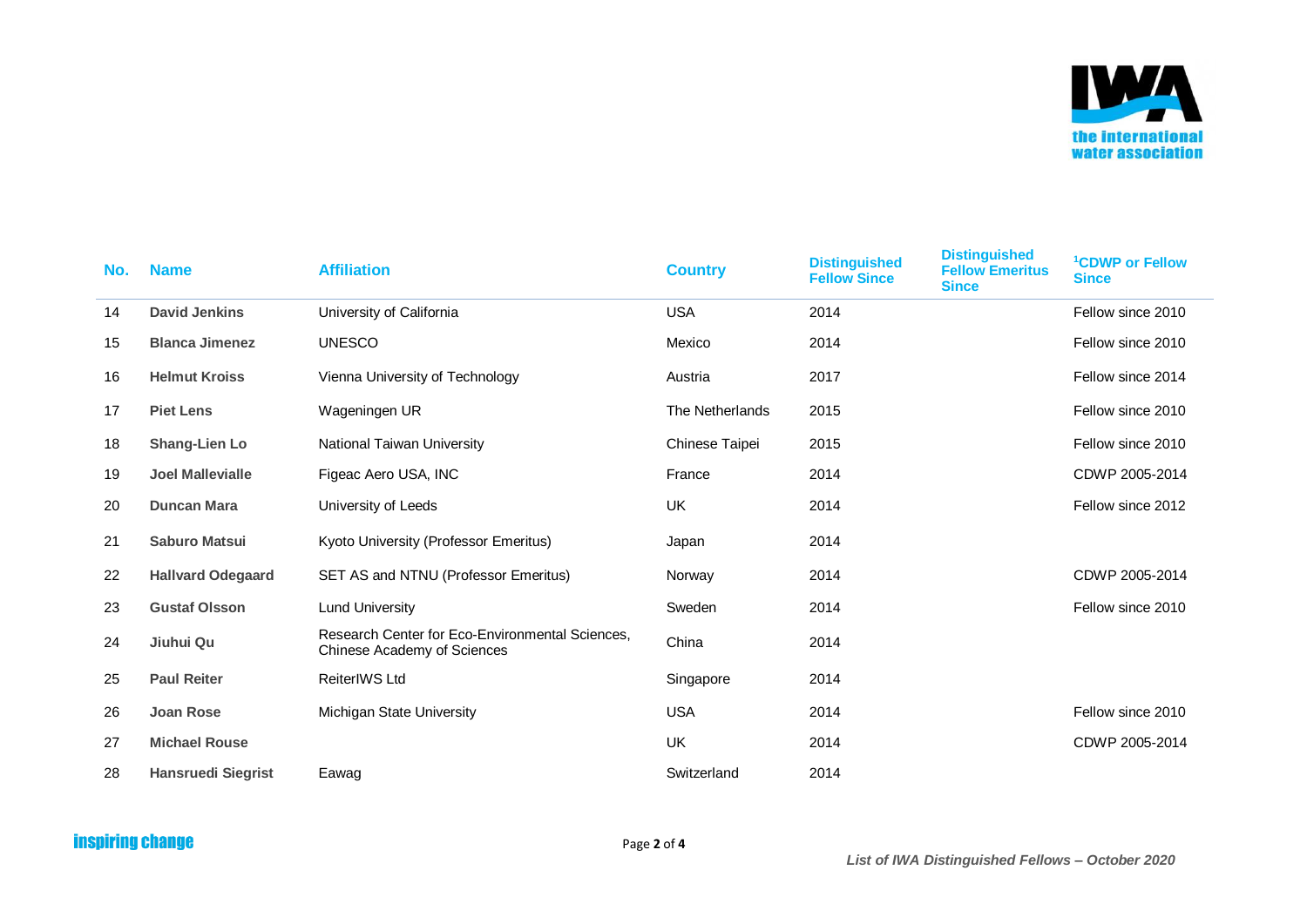| No. | Name | Affiliation | Country | Distinguished Fellow Since | Distinguished Fellow Emeritus Since | [1]CDWP or Fellow Since |
|---|---|---|---|---|---|---|
| 14 | **David Jenkins** | University of California | USA | 2014 | | Fellow since 2010 |
| 15 | **Blanca Jimenez** | UNESCO | Mexico | 2014 | | Fellow since 2010 |
| 16 | **Helmut Kroiss** | Vienna University of Technology | Austria | 2017 | | Fellow since 2014 |
| 17 | **Piet Lens** | Wageningen UR | The Netherlands | 2015 | | Fellow since 2010 |
| 18 | **Shang-Lien Lo** | National Taiwan University | Chinese Taipei | 2015 | | Fellow since 2010 |
| 19 | **Joel Mallevialle** | Figeac Aero USA, INC | France | 2014 | | CDWP 2005-2014 |
| 20 | **Duncan Mara** | University of Leeds | UK | 2014 | | Fellow since 2012 |
| 21 | **Saburo Matsui** | Kyoto University (Professor Emeritus) | Japan | 2014 | | |
| 22 | **Hallvard Odegaard** | SET AS and NTNU (Professor Emeritus) | Norway | 2014 | | CDWP 2005-2014 |
| 23 | **Gustaf Olsson** | Lund University | Sweden | 2014 | | Fellow since 2010 |
| 24 | **Jiuhui Qu** | Research Center for Eco-Environmental Sciences, Chinese Academy of Sciences | China | 2014 | | |
| 25 | **Paul Reiter** | ReiterIWS Ltd | Singapore | 2014 | | |
| 26 | **Joan Rose** | Michigan State University | USA | 2014 | | Fellow since 2010 |
| 27 | **Michael Rouse** | | UK | 2014 | | CDWP 2005-2014 |
| 28 | **Hansruedi Siegrist** | Eawag | Switzerland | 2014 | | |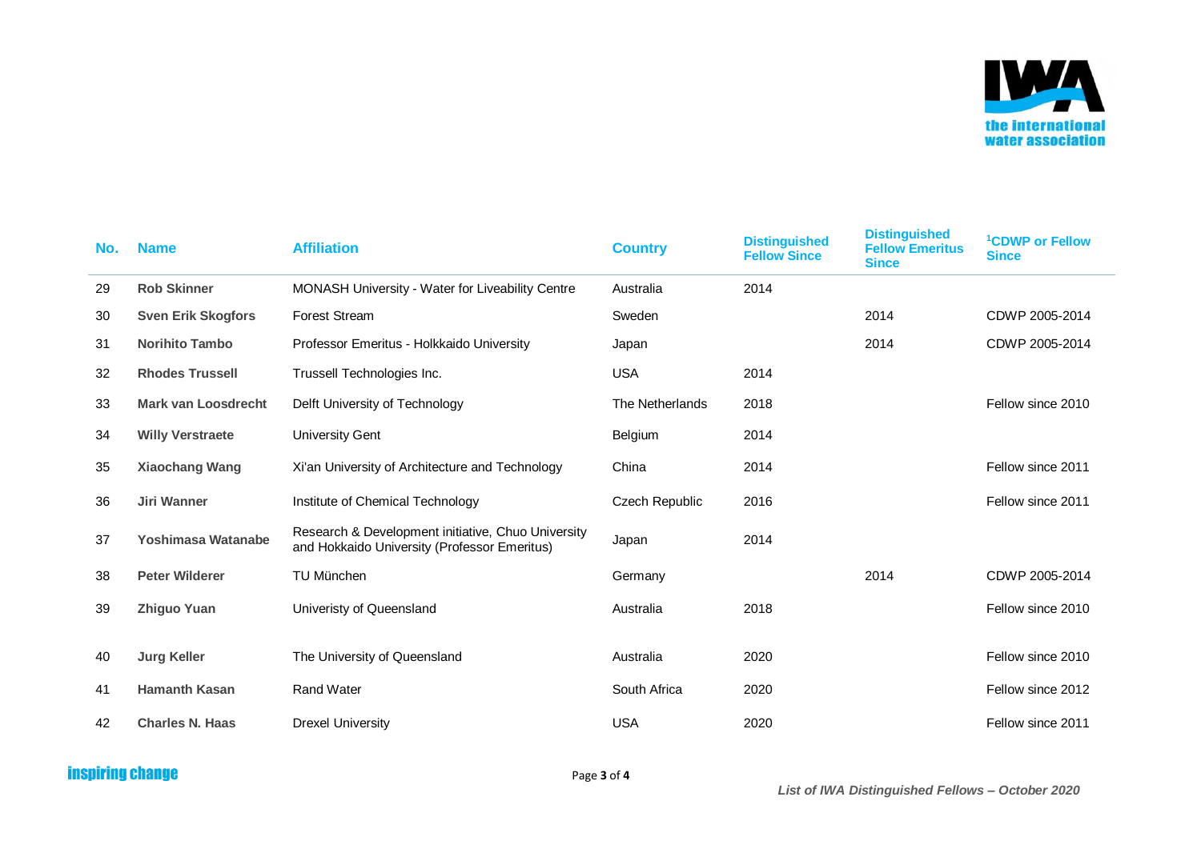| No. | Name | Affiliation | Country | Distinguished Fellow Since | Distinguished Fellow Emeritus Since | [1]CDWP or Fellow Since |
|---|---|---|---|---|---|---|
| 29 | **Rob Skinner** | MONASH University - Water for Liveability Centre | Australia | 2014 | | |
| 30 | **Sven Erik Skogfors** | Forest Stream | Sweden | | 2014 | CDWP 2005-2014 |
| 31 | **Norihito Tambo** | Professor Emeritus - Holkkaido University | Japan | | 2014 | CDWP 2005-2014 |
| 32 | **Rhodes Trussell** | Trussell Technologies Inc. | USA | 2014 | | |
| 33 | **Mark van Loosdrecht** | Delft University of Technology | The Netherlands | 2018 | | Fellow since 2010 |
| 34 | **Willy Verstraete** | University Gent | Belgium | 2014 | | |
| 35 | **Xiaochang Wang** | Xi'an University of Architecture and Technology | China | 2014 | | Fellow since 2011 |
| 36 | **Jiri Wanner** | Institute of Chemical Technology | Czech Republic | 2016 | | Fellow since 2011 |
| 37 | **Yoshimasa Watanabe** | Research & Development initiative, Chuo University and Hokkaido University (Professor Emeritus) | Japan | 2014 | | |
| 38 | **Peter Wilderer** | TU München | Germany | | 2014 | CDWP 2005-2014 |
| 39 | **Zhiguo Yuan** | Univeristy of Queensland | Australia | 2018 | | Fellow since 2010 |
| 40 | **Jurg Keller** | The University of Queensland | Australia | 2020 | | Fellow since 2010 |
| 41 | **Hamanth Kasan** | Rand Water | South Africa | 2020 | | Fellow since 2012 |
| 42 | **Charles N. Haas** | Drexel University | USA | 2020 | | Fellow since 2011 |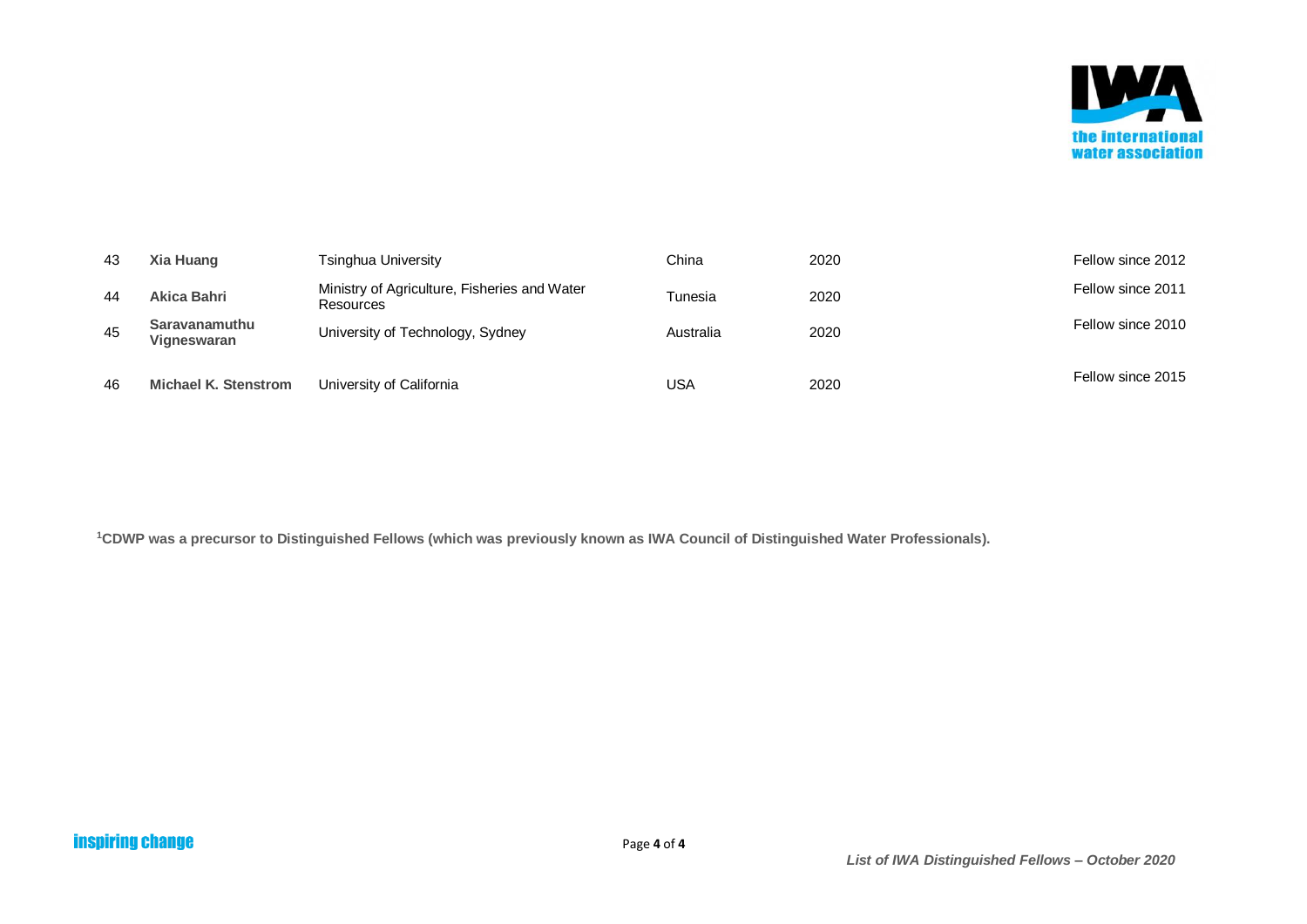| | | | | | |
|---|---|---|---|---|---|
| 43 | **Xia Huang** | Tsinghua University | China | 2020 | Fellow since 2012 |
| 44 | **Akica Bahri** | Ministry of Agriculture, Fisheries and Water Resources | Tunesia | 2020 | Fellow since 2011 |
| 45 | **Saravanamuthu Vigneswaran** | University of Technology, Sydney | Australia | 2020 | Fellow since 2010 |
| 46 | **Michael K. Stenstrom** | University of California | USA | 2020 | Fellow since 2015 |

[1]**CDWP was a precursor to Distinguished Fellows (which was previously known as IWA Council of Distinguished Water Professionals).**